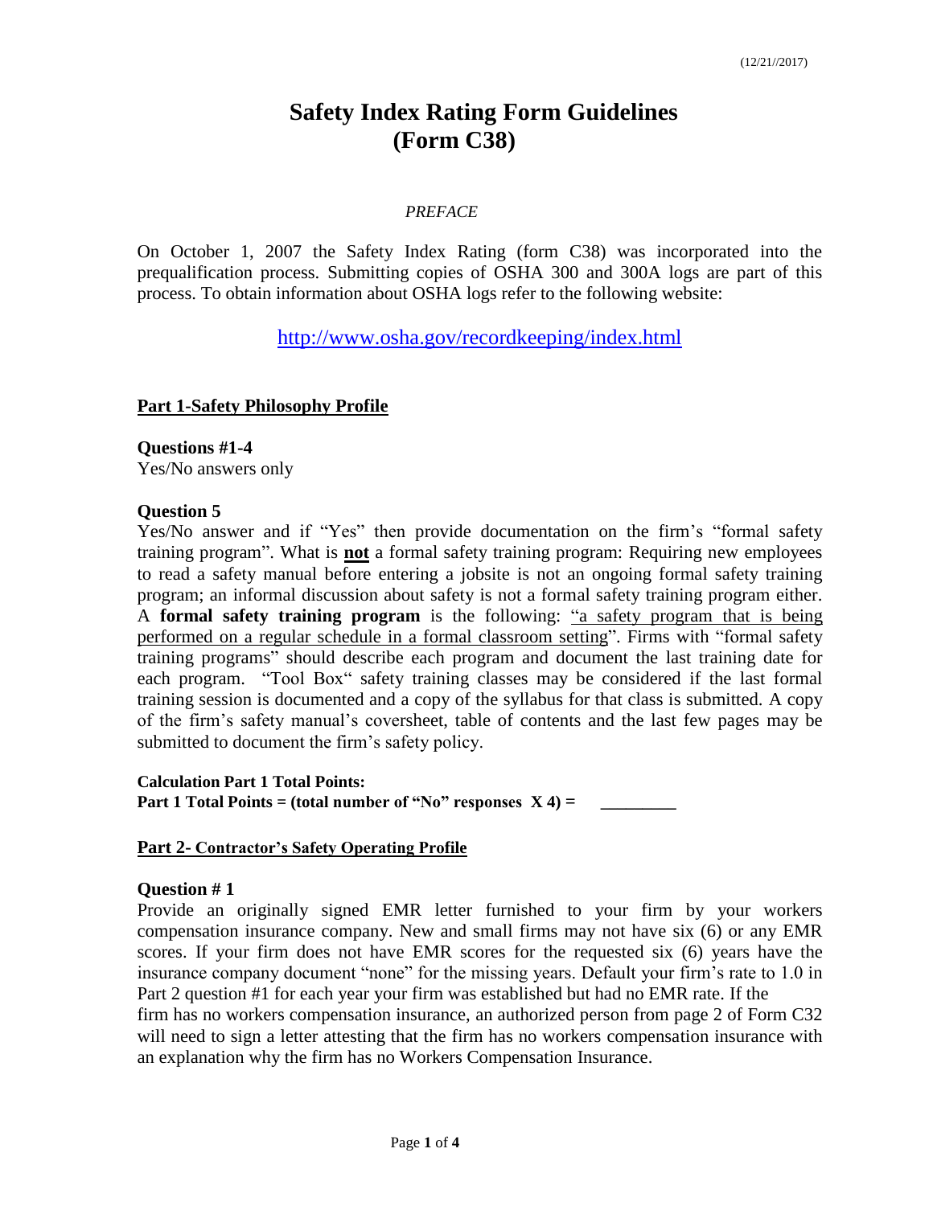(12/21//2017)

# Safety Index Rating Form Guidelines (Form C38)

*PREFACE*

On October 1, 2007 the Safety Index Rating (form C38) was incorporated into the prequalification process. Submitting copies of OSHA 300 and 300A logs are part of this process. To obtain information about OSHA logs refer to the following website:

http://www.osha.gov/recordkeeping/index.html

## Part 1-Safety Philosophy Profile

**Questions #1-4**
Yes/No answers only

**Question 5**
Yes/No answer and if "Yes" then provide documentation on the firm's "formal safety training program". What is **not** a formal safety training program: Requiring new employees to read a safety manual before entering a jobsite is not an ongoing formal safety training program; an informal discussion about safety is not a formal safety training program either. A **formal safety training program** is the following: "a safety program that is being performed on a regular schedule in a formal classroom setting". Firms with "formal safety training programs" should describe each program and document the last training date for each program. "Tool Box" safety training classes may be considered if the last formal training session is documented and a copy of the syllabus for that class is submitted. A copy of the firm's safety manual's coversheet, table of contents and the last few pages may be submitted to document the firm's safety policy.

**Calculation Part 1 Total Points:**
**Part 1 Total Points = (total number of "No" responses X 4) = \_\_\_\_\_\_\_\_\_**

## Part 2- Contractor's Safety Operating Profile

**Question # 1**
Provide an originally signed EMR letter furnished to your firm by your workers compensation insurance company. New and small firms may not have six (6) or any EMR scores. If your firm does not have EMR scores for the requested six (6) years have the insurance company document "none" for the missing years. Default your firm's rate to 1.0 in Part 2 question #1 for each year your firm was established but had no EMR rate. If the firm has no workers compensation insurance, an authorized person from page 2 of Form C32 will need to sign a letter attesting that the firm has no workers compensation insurance with an explanation why the firm has no Workers Compensation Insurance.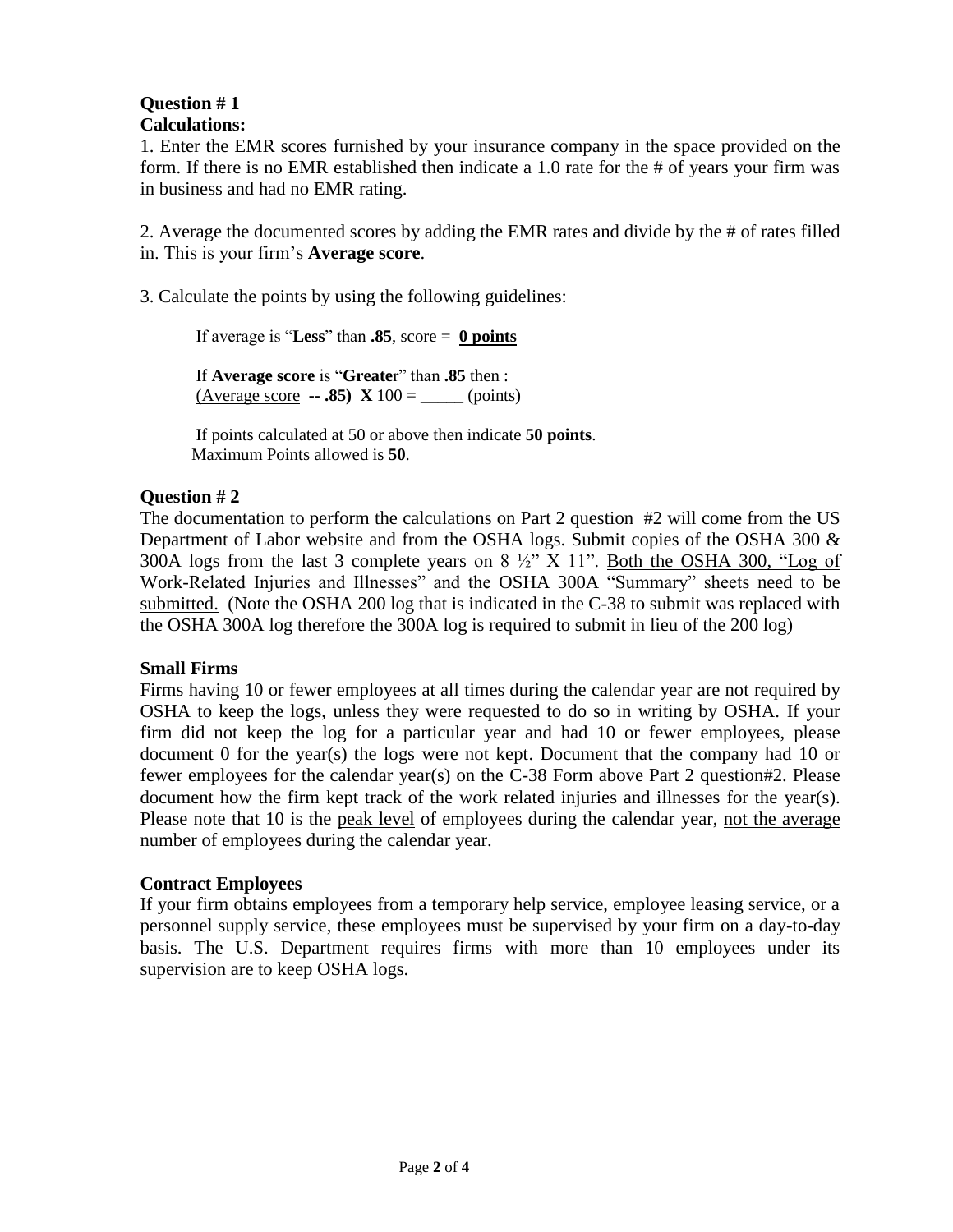**Question # 1**
**Calculations:**

1. Enter the EMR scores furnished by your insurance company in the space provided on the form. If there is no EMR established then indicate a 1.0 rate for the # of years your firm was in business and had no EMR rating.

2. Average the documented scores by adding the EMR rates and divide by the # of rates filled in. This is your firm's **Average score**.

3. Calculate the points by using the following guidelines:

   If average is "**Less**" than **.85**, score = **<u>0 points</u>**

   If **Average score** is "**Greate**r" than **.85** then :
   <u>(Average score</u> **-- .85) X** 100 = _____ (points)

   If points calculated at 50 or above then indicate **50 points**.
   Maximum Points allowed is **50**.

**Question # 2**

The documentation to perform the calculations on Part 2 question #2 will come from the US Department of Labor website and from the OSHA logs. Submit copies of the OSHA 300 & 300A logs from the last 3 complete years on 8 ½" X 11". <u>Both the OSHA 300, "Log of Work-Related Injuries and Illnesses" and the OSHA 300A "Summary" sheets need to be submitted.</u> (Note the OSHA 200 log that is indicated in the C-38 to submit was replaced with the OSHA 300A log therefore the 300A log is required to submit in lieu of the 200 log)

**Small Firms**

Firms having 10 or fewer employees at all times during the calendar year are not required by OSHA to keep the logs, unless they were requested to do so in writing by OSHA. If your firm did not keep the log for a particular year and had 10 or fewer employees, please document 0 for the year(s) the logs were not kept. Document that the company had 10 or fewer employees for the calendar year(s) on the C-38 Form above Part 2 question#2. Please document how the firm kept track of the work related injuries and illnesses for the year(s). Please note that 10 is the <u>peak level</u> of employees during the calendar year, <u>not the average</u> number of employees during the calendar year.

**Contract Employees**

If your firm obtains employees from a temporary help service, employee leasing service, or a personnel supply service, these employees must be supervised by your firm on a day-to-day basis. The U.S. Department requires firms with more than 10 employees under its supervision are to keep OSHA logs.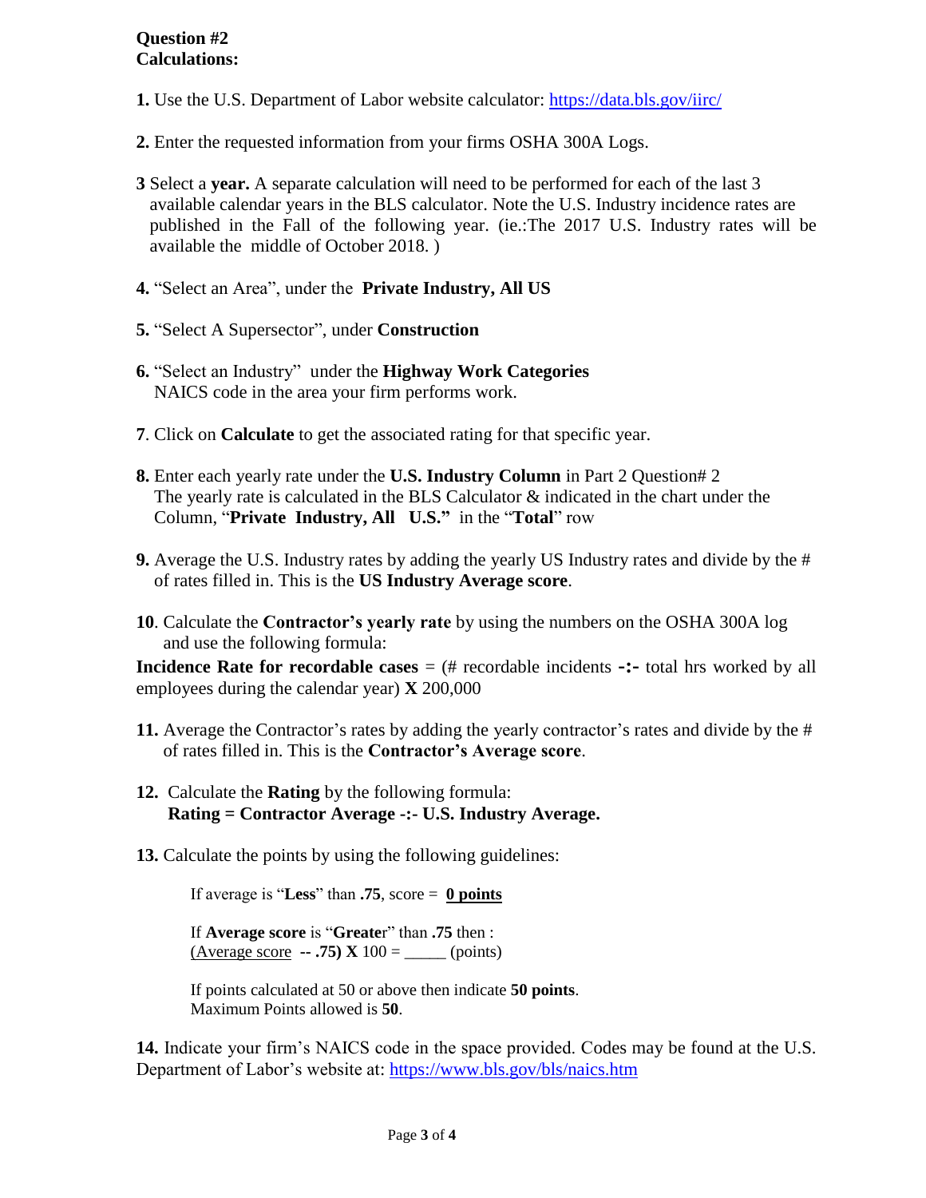**Question #2**
**Calculations:**

**1.** Use the U.S. Department of Labor website calculator: https://data.bls.gov/iirc/

**2.** Enter the requested information from your firms OSHA 300A Logs.

**3** Select a **year.** A separate calculation will need to be performed for each of the last 3 available calendar years in the BLS calculator. Note the U.S. Industry incidence rates are published in the Fall of the following year. (ie.:The 2017 U.S. Industry rates will be available the middle of October 2018. )

**4.** "Select an Area", under the **Private Industry, All US**

**5.** "Select A Supersector", under **Construction**

**6.** "Select an Industry" under the **Highway Work Categories** NAICS code in the area your firm performs work.

**7**. Click on **Calculate** to get the associated rating for that specific year.

**8.** Enter each yearly rate under the **U.S. Industry Column** in Part 2 Question# 2
The yearly rate is calculated in the BLS Calculator & indicated in the chart under the Column, "**Private Industry, All U.S."** in the "**Total**" row

**9.** Average the U.S. Industry rates by adding the yearly US Industry rates and divide by the # of rates filled in. This is the **US Industry Average score**.

**10**. Calculate the **Contractor's yearly rate** by using the numbers on the OSHA 300A log and use the following formula:

**Incidence Rate for recordable cases** = (# recordable incidents **-:-** total hrs worked by all employees during the calendar year) **X** 200,000

**11.** Average the Contractor's rates by adding the yearly contractor's rates and divide by the # of rates filled in. This is the **Contractor's Average score**.

**12.** Calculate the **Rating** by the following formula:
**Rating = Contractor Average -:- U.S. Industry Average.**

**13.** Calculate the points by using the following guidelines:

If average is "**Less**" than **.75**, score = **0 points**

If **Average score** is "**Greater**" than **.75** then :
(Average score **-- .75) X** 100 = _____ (points)

If points calculated at 50 or above then indicate **50 points**.
Maximum Points allowed is **50**.

**14.** Indicate your firm's NAICS code in the space provided. Codes may be found at the U.S. Department of Labor's website at: https://www.bls.gov/bls/naics.htm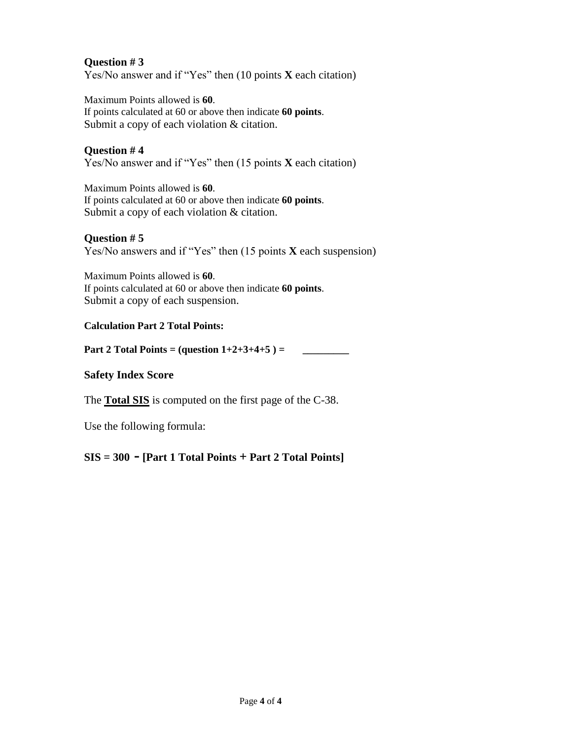**Question # 3**
Yes/No answer and if "Yes" then (10 points **X** each citation)

Maximum Points allowed is **60**.
If points calculated at 60 or above then indicate **60 points**.
Submit a copy of each violation & citation.

**Question # 4**
Yes/No answer and if "Yes" then (15 points **X** each citation)

Maximum Points allowed is **60**.
If points calculated at 60 or above then indicate **60 points**.
Submit a copy of each violation & citation.

**Question # 5**
Yes/No answers and if "Yes" then (15 points **X** each suspension)

Maximum Points allowed is **60**.
If points calculated at 60 or above then indicate **60 points**.
Submit a copy of each suspension.

**Calculation Part 2 Total Points:**

**Part 2 Total Points = (question 1+2+3+4+5 ) = _________**

## Safety Index Score

The **Total SIS** is computed on the first page of the C-38.

Use the following formula:

**SIS = 300 - [Part 1 Total Points + Part 2 Total Points]**